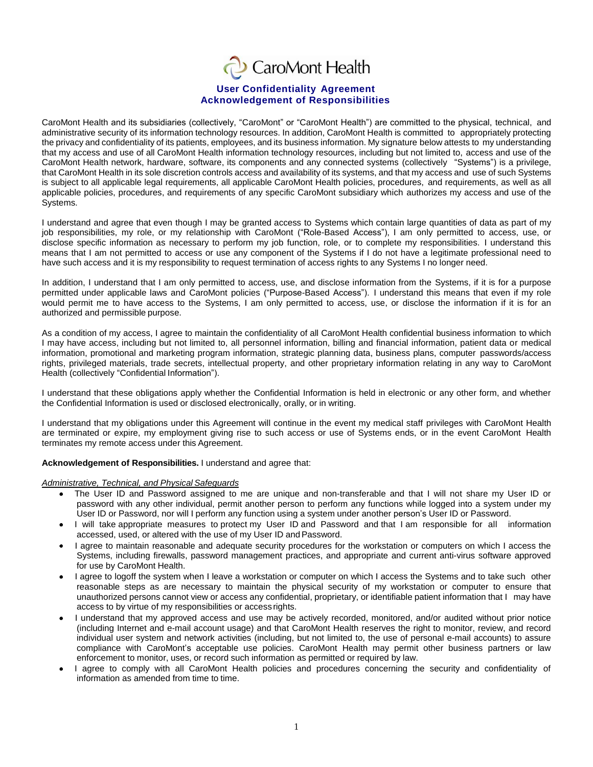# CaroMont Health

## User Confidentiality Agreement
## Acknowledgement of Responsibilities

CaroMont Health and its subsidiaries (collectively, "CaroMont" or "CaroMont Health") are committed to the physical, technical, and administrative security of its information technology resources. In addition, CaroMont Health is committed to appropriately protecting the privacy and confidentiality of its patients, employees, and its business information. My signature below attests to my understanding that my access and use of all CaroMont Health information technology resources, including but not limited to, access and use of the CaroMont Health network, hardware, software, its components and any connected systems (collectively "Systems") is a privilege, that CaroMont Health in its sole discretion controls access and availability of its systems, and that my access and use of such Systems is subject to all applicable legal requirements, all applicable CaroMont Health policies, procedures, and requirements, as well as all applicable policies, procedures, and requirements of any specific CaroMont subsidiary which authorizes my access and use of the Systems.

I understand and agree that even though I may be granted access to Systems which contain large quantities of data as part of my job responsibilities, my role, or my relationship with CaroMont ("Role-Based Access"), I am only permitted to access, use, or disclose specific information as necessary to perform my job function, role, or to complete my responsibilities. I understand this means that I am not permitted to access or use any component of the Systems if I do not have a legitimate professional need to have such access and it is my responsibility to request termination of access rights to any Systems I no longer need.

In addition, I understand that I am only permitted to access, use, and disclose information from the Systems, if it is for a purpose permitted under applicable laws and CaroMont policies ("Purpose-Based Access"). I understand this means that even if my role would permit me to have access to the Systems, I am only permitted to access, use, or disclose the information if it is for an authorized and permissible purpose.

As a condition of my access, I agree to maintain the confidentiality of all CaroMont Health confidential business information to which I may have access, including but not limited to, all personnel information, billing and financial information, patient data or medical information, promotional and marketing program information, strategic planning data, business plans, computer passwords/access rights, privileged materials, trade secrets, intellectual property, and other proprietary information relating in any way to CaroMont Health (collectively "Confidential Information").

I understand that these obligations apply whether the Confidential Information is held in electronic or any other form, and whether the Confidential Information is used or disclosed electronically, orally, or in writing.

I understand that my obligations under this Agreement will continue in the event my medical staff privileges with CaroMont Health are terminated or expire, my employment giving rise to such access or use of Systems ends, or in the event CaroMont Health terminates my remote access under this Agreement.

**Acknowledgement of Responsibilities.** I understand and agree that:

*Administrative, Technical, and Physical Safeguards*

- The User ID and Password assigned to me are unique and non-transferable and that I will not share my User ID or password with any other individual, permit another person to perform any functions while logged into a system under my User ID or Password, nor will I perform any function using a system under another person's User ID or Password.
- I will take appropriate measures to protect my User ID and Password and that I am responsible for all information accessed, used, or altered with the use of my User ID and Password.
- I agree to maintain reasonable and adequate security procedures for the workstation or computers on which I access the Systems, including firewalls, password management practices, and appropriate and current anti-virus software approved for use by CaroMont Health.
- I agree to logoff the system when I leave a workstation or computer on which I access the Systems and to take such other reasonable steps as are necessary to maintain the physical security of my workstation or computer to ensure that unauthorized persons cannot view or access any confidential, proprietary, or identifiable patient information that I may have access to by virtue of my responsibilities or access rights.
- I understand that my approved access and use may be actively recorded, monitored, and/or audited without prior notice (including Internet and e-mail account usage) and that CaroMont Health reserves the right to monitor, review, and record individual user system and network activities (including, but not limited to, the use of personal e-mail accounts) to assure compliance with CaroMont's acceptable use policies. CaroMont Health may permit other business partners or law enforcement to monitor, uses, or record such information as permitted or required by law.
- I agree to comply with all CaroMont Health policies and procedures concerning the security and confidentiality of information as amended from time to time.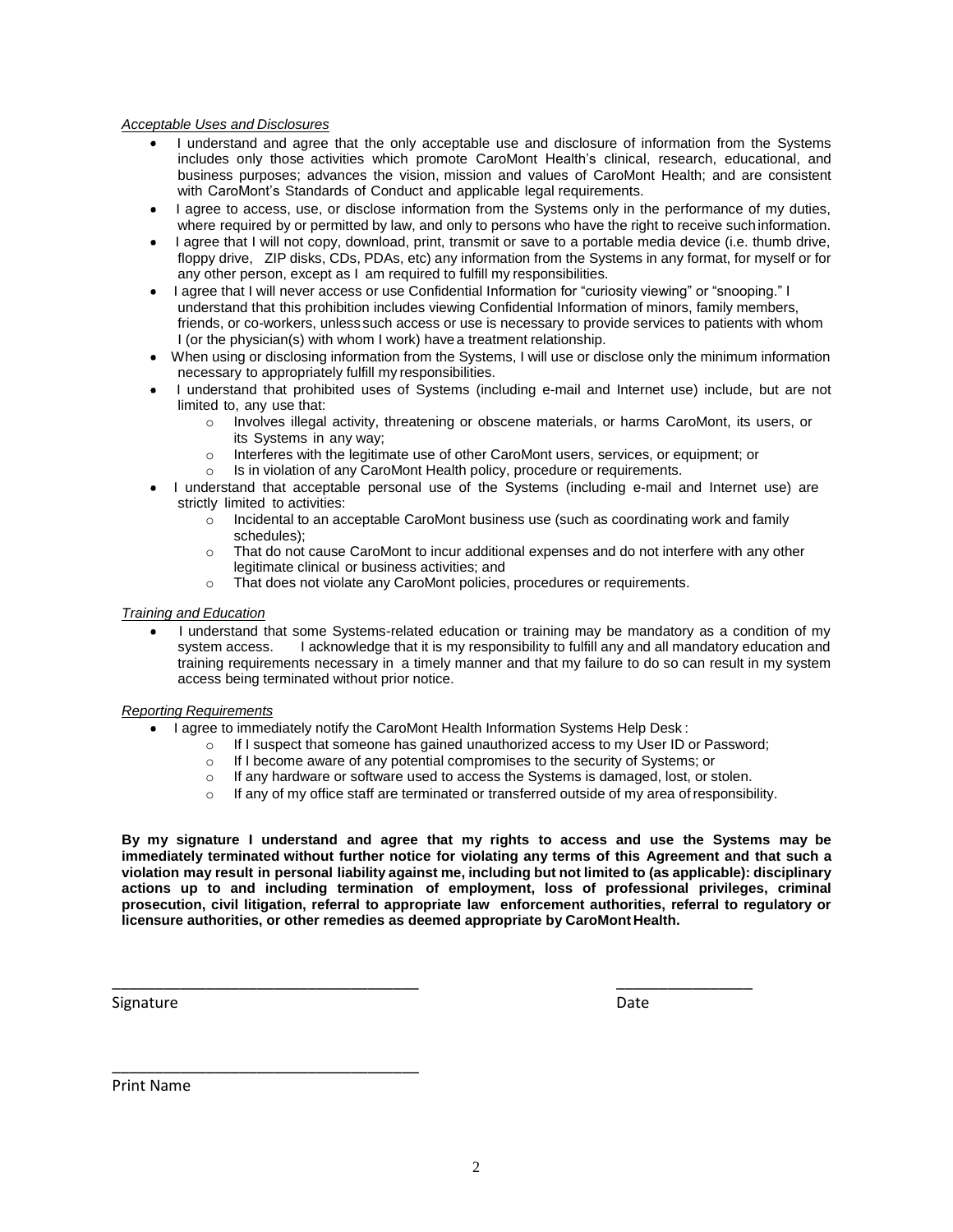*Acceptable Uses and Disclosures*

- I understand and agree that the only acceptable use and disclosure of information from the Systems includes only those activities which promote CaroMont Health's clinical, research, educational, and business purposes; advances the vision, mission and values of CaroMont Health; and are consistent with CaroMont's Standards of Conduct and applicable legal requirements.
- I agree to access, use, or disclose information from the Systems only in the performance of my duties, where required by or permitted by law, and only to persons who have the right to receive such information.
- I agree that I will not copy, download, print, transmit or save to a portable media device (i.e. thumb drive, floppy drive, ZIP disks, CDs, PDAs, etc) any information from the Systems in any format, for myself or for any other person, except as I am required to fulfill my responsibilities.
- I agree that I will never access or use Confidential Information for "curiosity viewing" or "snooping." I understand that this prohibition includes viewing Confidential Information of minors, family members, friends, or co-workers, unless such access or use is necessary to provide services to patients with whom I (or the physician(s) with whom I work) have a treatment relationship.
- When using or disclosing information from the Systems, I will use or disclose only the minimum information necessary to appropriately fulfill my responsibilities.
- I understand that prohibited uses of Systems (including e-mail and Internet use) include, but are not limited to, any use that:
    - Involves illegal activity, threatening or obscene materials, or harms CaroMont, its users, or its Systems in any way;
    - Interferes with the legitimate use of other CaroMont users, services, or equipment; or
    - Is in violation of any CaroMont Health policy, procedure or requirements.
- I understand that acceptable personal use of the Systems (including e-mail and Internet use) are strictly limited to activities:
    - Incidental to an acceptable CaroMont business use (such as coordinating work and family schedules);
    - That do not cause CaroMont to incur additional expenses and do not interfere with any other legitimate clinical or business activities; and
    - That does not violate any CaroMont policies, procedures or requirements.

*Training and Education*

- I understand that some Systems-related education or training may be mandatory as a condition of my system access. I acknowledge that it is my responsibility to fulfill any and all mandatory education and training requirements necessary in a timely manner and that my failure to do so can result in my system access being terminated without prior notice.

*Reporting Requirements*

- I agree to immediately notify the CaroMont Health Information Systems Help Desk :
    - If I suspect that someone has gained unauthorized access to my User ID or Password;
    - If I become aware of any potential compromises to the security of Systems; or
    - If any hardware or software used to access the Systems is damaged, lost, or stolen.
    - If any of my office staff are terminated or transferred outside of my area of responsibility.

**By my signature I understand and agree that my rights to access and use the Systems may be immediately terminated without further notice for violating any terms of this Agreement and that such a violation may result in personal liability against me, including but not limited to (as applicable): disciplinary actions up to and including termination of employment, loss of professional privileges, criminal prosecution, civil litigation, referral to appropriate law enforcement authorities, referral to regulatory or licensure authorities, or other remedies as deemed appropriate by CaroMont Health.**

_____________________________________ ________________

Signature Date

_____________________________________

Print Name